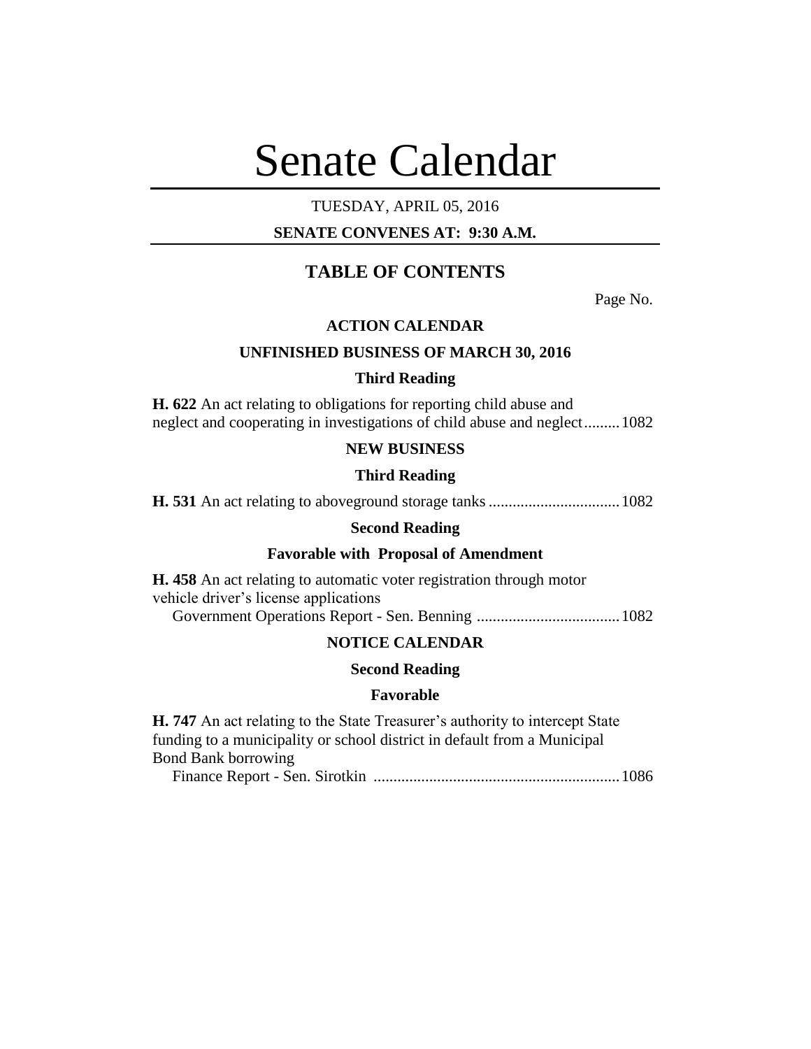# Senate Calendar

TUESDAY, APRIL 05, 2016

**SENATE CONVENES AT: 9:30 A.M.**

## TABLE OF CONTENTS

Page No.

### ACTION CALENDAR

### UNFINISHED BUSINESS OF MARCH 30, 2016

#### Third Reading

**H. 622** An act relating to obligations for reporting child abuse and neglect and cooperating in investigations of child abuse and neglect......... 1082

### NEW BUSINESS

#### Third Reading

**H. 531** An act relating to aboveground storage tanks ................................. 1082

#### Second Reading

#### Favorable with Proposal of Amendment

**H. 458** An act relating to automatic voter registration through motor vehicle driver's license applications
Government Operations Report - Sen. Benning .................................... 1082

### NOTICE CALENDAR

#### Second Reading

#### Favorable

**H. 747** An act relating to the State Treasurer's authority to intercept State funding to a municipality or school district in default from a Municipal Bond Bank borrowing
Finance Report - Sen. Sirotkin .............................................................. 1086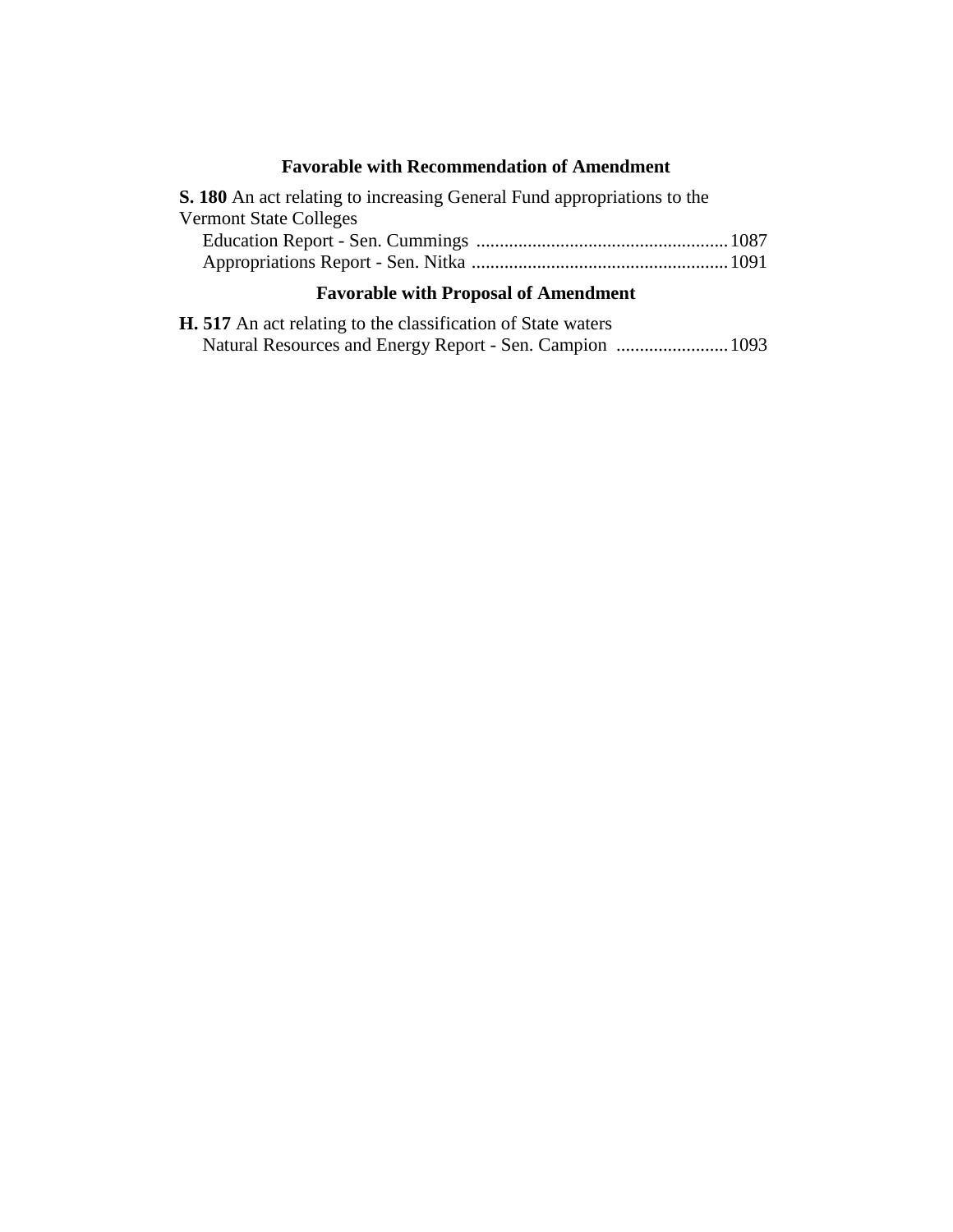### Favorable with Recommendation of Amendment

**S. 180** An act relating to increasing General Fund appropriations to the Vermont State Colleges

Education Report - Sen. Cummings ...................................................... 1087

Appropriations Report - Sen. Nitka ....................................................... 1091

### Favorable with Proposal of Amendment

**H. 517** An act relating to the classification of State waters

Natural Resources and Energy Report - Sen. Campion ........................ 1093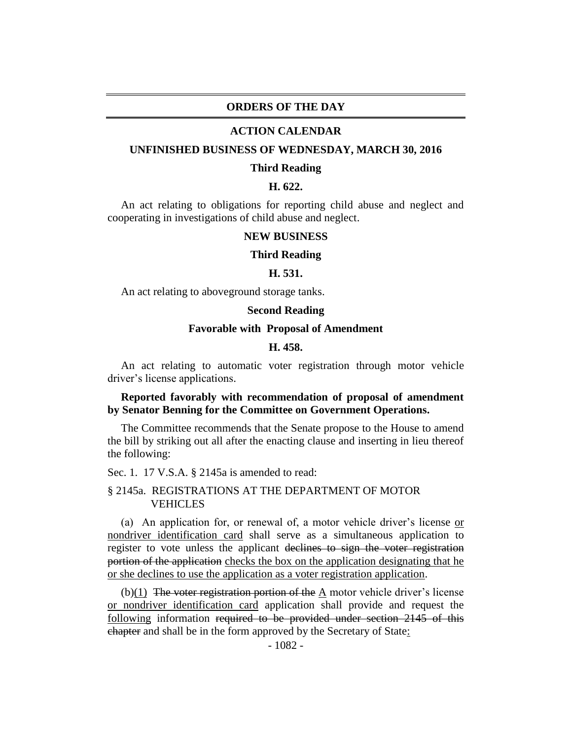## ORDERS OF THE DAY

## ACTION CALENDAR

### UNFINISHED BUSINESS OF WEDNESDAY, MARCH 30, 2016

**Third Reading**

**H. 622.**

An act relating to obligations for reporting child abuse and neglect and cooperating in investigations of child abuse and neglect.

### NEW BUSINESS

**Third Reading**

**H. 531.**

An act relating to aboveground storage tanks.

**Second Reading**

**Favorable with Proposal of Amendment**

**H. 458.**

An act relating to automatic voter registration through motor vehicle driver's license applications.

**Reported favorably with recommendation of proposal of amendment by Senator Benning for the Committee on Government Operations.**

The Committee recommends that the Senate propose to the House to amend the bill by striking out all after the enacting clause and inserting in lieu thereof the following:

Sec. 1. 17 V.S.A. § 2145a is amended to read:

§ 2145a. REGISTRATIONS AT THE DEPARTMENT OF MOTOR VEHICLES

(a) An application for, or renewal of, a motor vehicle driver's license <u>or nondriver identification card</u> shall serve as a simultaneous application to register to vote unless the applicant ~~declines to sign the voter registration portion of the application~~ <u>checks the box on the application designating that he or she declines to use the application as a voter registration application</u>.

(b)<u>(1)</u> ~~The voter registration portion of the~~ <u>A</u> motor vehicle driver's license <u>or nondriver identification card</u> application shall provide and request the <u>following</u> information ~~required to be provided under section 2145 of this chapter~~ and shall be in the form approved by the Secretary of State<u>:</u>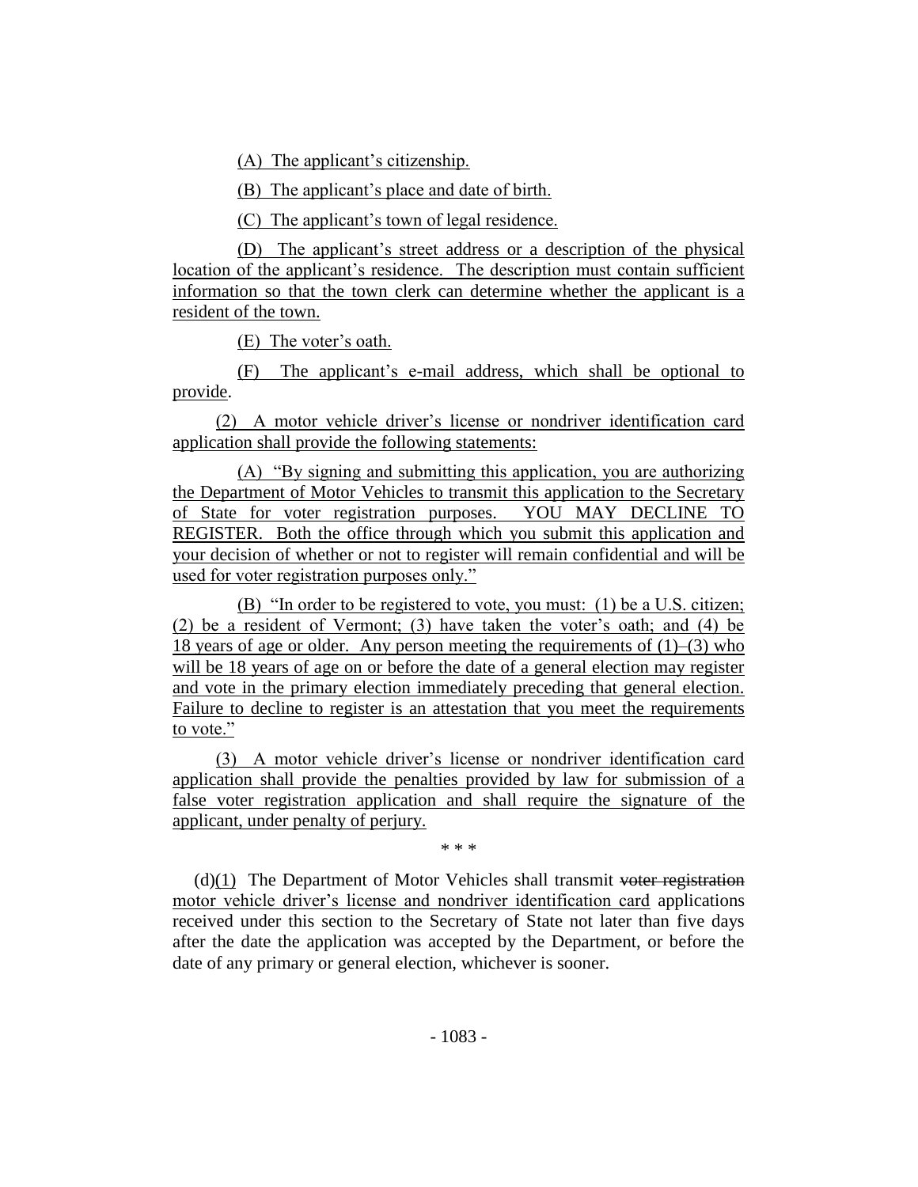(A) The applicant's citizenship.

(B) The applicant's place and date of birth.

(C) The applicant's town of legal residence.

(D) The applicant's street address or a description of the physical location of the applicant's residence. The description must contain sufficient information so that the town clerk can determine whether the applicant is a resident of the town.

(E) The voter's oath.

(F) The applicant's e-mail address, which shall be optional to provide.

(2) A motor vehicle driver's license or nondriver identification card application shall provide the following statements:

(A) "By signing and submitting this application, you are authorizing the Department of Motor Vehicles to transmit this application to the Secretary of State for voter registration purposes. YOU MAY DECLINE TO REGISTER. Both the office through which you submit this application and your decision of whether or not to register will remain confidential and will be used for voter registration purposes only."

(B) "In order to be registered to vote, you must: (1) be a U.S. citizen; (2) be a resident of Vermont; (3) have taken the voter's oath; and (4) be 18 years of age or older. Any person meeting the requirements of (1)–(3) who will be 18 years of age on or before the date of a general election may register and vote in the primary election immediately preceding that general election. Failure to decline to register is an attestation that you meet the requirements to vote."

(3) A motor vehicle driver's license or nondriver identification card application shall provide the penalties provided by law for submission of a false voter registration application and shall require the signature of the applicant, under penalty of perjury.

\* \* \*

(d)(1) The Department of Motor Vehicles shall transmit ~~voter registration~~ motor vehicle driver's license and nondriver identification card applications received under this section to the Secretary of State not later than five days after the date the application was accepted by the Department, or before the date of any primary or general election, whichever is sooner.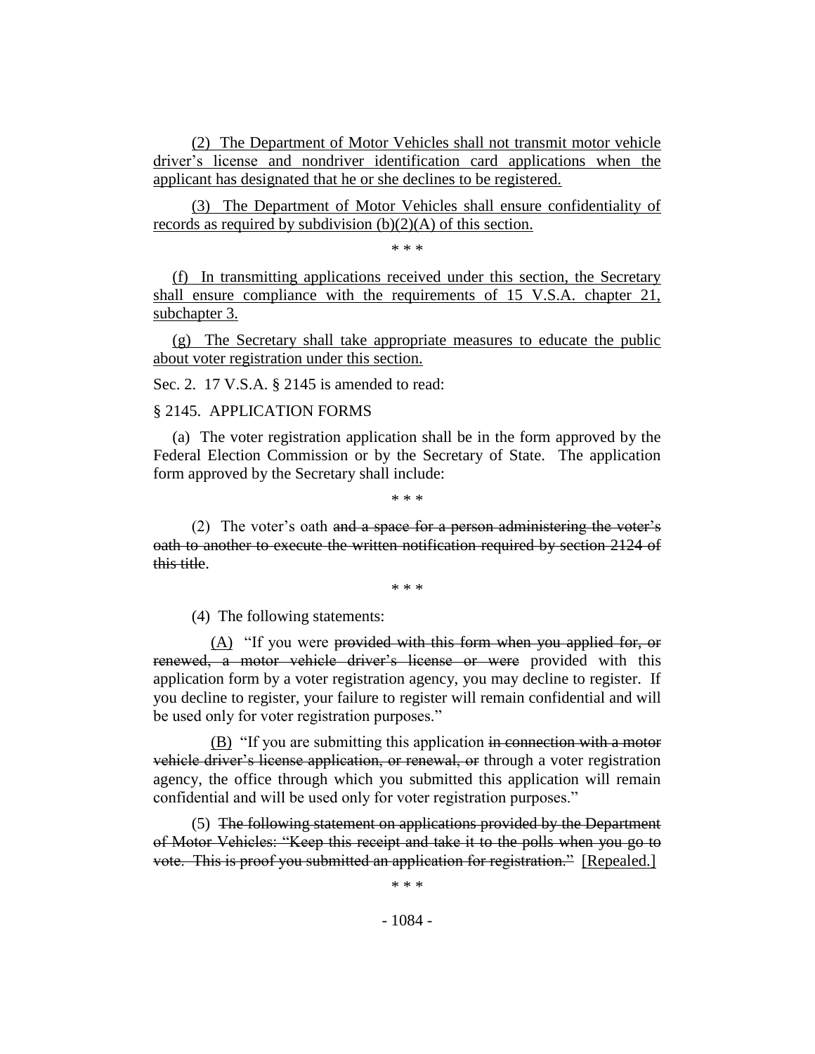<u>(2) The Department of Motor Vehicles shall not transmit motor vehicle driver's license and nondriver identification card applications when the applicant has designated that he or she declines to be registered.</u>

<u>(3) The Department of Motor Vehicles shall ensure confidentiality of records as required by subdivision (b)(2)(A) of this section.</u>

\* \* \*

<u>(f) In transmitting applications received under this section, the Secretary shall ensure compliance with the requirements of 15 V.S.A. chapter 21, subchapter 3.</u>

<u>(g) The Secretary shall take appropriate measures to educate the public about voter registration under this section.</u>

Sec. 2. 17 V.S.A. § 2145 is amended to read:

§ 2145. APPLICATION FORMS

(a) The voter registration application shall be in the form approved by the Federal Election Commission or by the Secretary of State. The application form approved by the Secretary shall include:

\* \* \*

(2) The voter's oath ~~and a space for a person administering the voter's oath to another to execute the written notification required by section 2124 of this title~~.

\* \* \*

(4) The following statements:

<u>(A)</u> "If you were ~~provided with this form when you applied for, or renewed, a motor vehicle driver's license or were~~ provided with this application form by a voter registration agency, you may decline to register. If you decline to register, your failure to register will remain confidential and will be used only for voter registration purposes."

<u>(B)</u> "If you are submitting this application ~~in connection with a motor vehicle driver's license application, or renewal, or~~ through a voter registration agency, the office through which you submitted this application will remain confidential and will be used only for voter registration purposes."

(5) ~~The following statement on applications provided by the Department of Motor Vehicles: "Keep this receipt and take it to the polls when you go to vote. This is proof you submitted an application for registration."~~ <u>[Repealed.]</u>

\* \* \*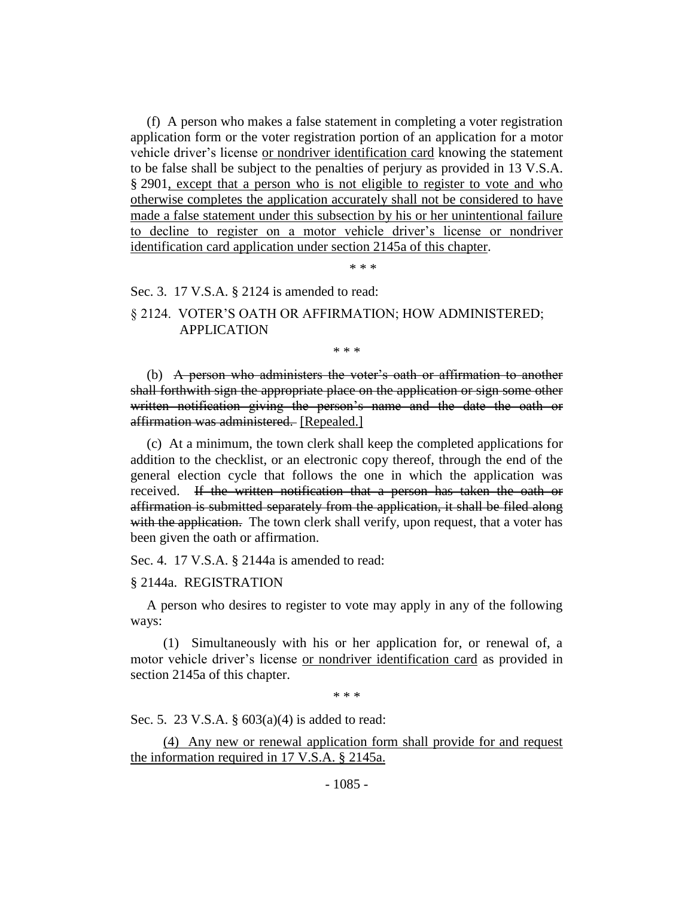(f) A person who makes a false statement in completing a voter registration application form or the voter registration portion of an application for a motor vehicle driver's license <u>or nondriver identification card</u> knowing the statement to be false shall be subject to the penalties of perjury as provided in 13 V.S.A. § 2901<u>, except that a person who is not eligible to register to vote and who otherwise completes the application accurately shall not be considered to have made a false statement under this subsection by his or her unintentional failure to decline to register on a motor vehicle driver's license or nondriver identification card application under section 2145a of this chapter</u>.

\* \* \*

Sec. 3. 17 V.S.A. § 2124 is amended to read:

§ 2124. VOTER'S OATH OR AFFIRMATION; HOW ADMINISTERED; APPLICATION

\* \* \*

(b) ~~A person who administers the voter's oath or affirmation to another shall forthwith sign the appropriate place on the application or sign some other written notification giving the person's name and the date the oath or affirmation was administered.~~ <u>[Repealed.]</u>

(c) At a minimum, the town clerk shall keep the completed applications for addition to the checklist, or an electronic copy thereof, through the end of the general election cycle that follows the one in which the application was received. ~~If the written notification that a person has taken the oath or affirmation is submitted separately from the application, it shall be filed along with the application.~~ The town clerk shall verify, upon request, that a voter has been given the oath or affirmation.

Sec. 4. 17 V.S.A. § 2144a is amended to read:

§ 2144a. REGISTRATION

A person who desires to register to vote may apply in any of the following ways:

(1) Simultaneously with his or her application for, or renewal of, a motor vehicle driver's license <u>or nondriver identification card</u> as provided in section 2145a of this chapter.

\* \* \*

Sec. 5. 23 V.S.A. § 603(a)(4) is added to read:

<u>(4) Any new or renewal application form shall provide for and request the information required in 17 V.S.A. § 2145a.</u>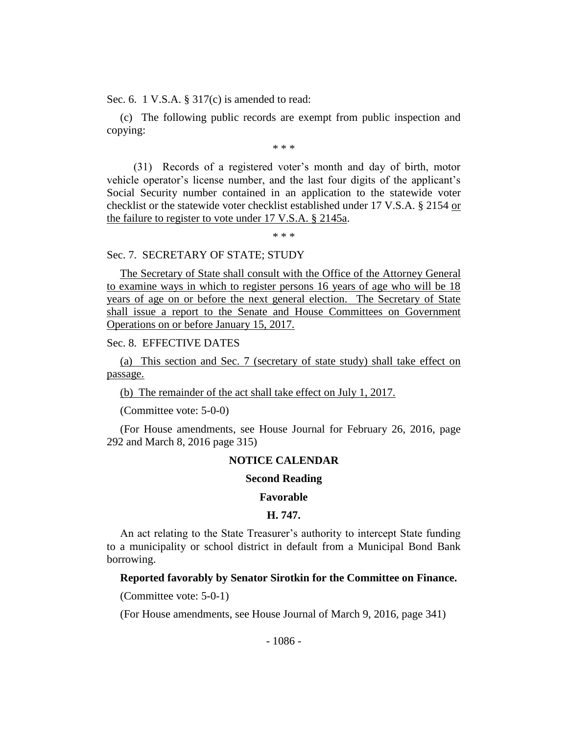Sec. 6. 1 V.S.A. § 317(c) is amended to read:

(c) The following public records are exempt from public inspection and copying:

\* \* \*

(31) Records of a registered voter's month and day of birth, motor vehicle operator's license number, and the last four digits of the applicant's Social Security number contained in an application to the statewide voter checklist or the statewide voter checklist established under 17 V.S.A. § 2154 <u>or the failure to register to vote under 17 V.S.A. § 2145a</u>.

\* \* \*

Sec. 7. SECRETARY OF STATE; STUDY

<u>The Secretary of State shall consult with the Office of the Attorney General to examine ways in which to register persons 16 years of age who will be 18 years of age on or before the next general election. The Secretary of State shall issue a report to the Senate and House Committees on Government Operations on or before January 15, 2017.</u>

Sec. 8. EFFECTIVE DATES

<u>(a) This section and Sec. 7 (secretary of state study) shall take effect on passage.</u>

<u>(b) The remainder of the act shall take effect on July 1, 2017.</u>

(Committee vote: 5-0-0)

(For House amendments, see House Journal for February 26, 2016, page 292 and March 8, 2016 page 315)

## NOTICE CALENDAR

### Second Reading

### Favorable

### H. 747.

An act relating to the State Treasurer's authority to intercept State funding to a municipality or school district in default from a Municipal Bond Bank borrowing.

**Reported favorably by Senator Sirotkin for the Committee on Finance.**

(Committee vote: 5-0-1)

(For House amendments, see House Journal of March 9, 2016, page 341)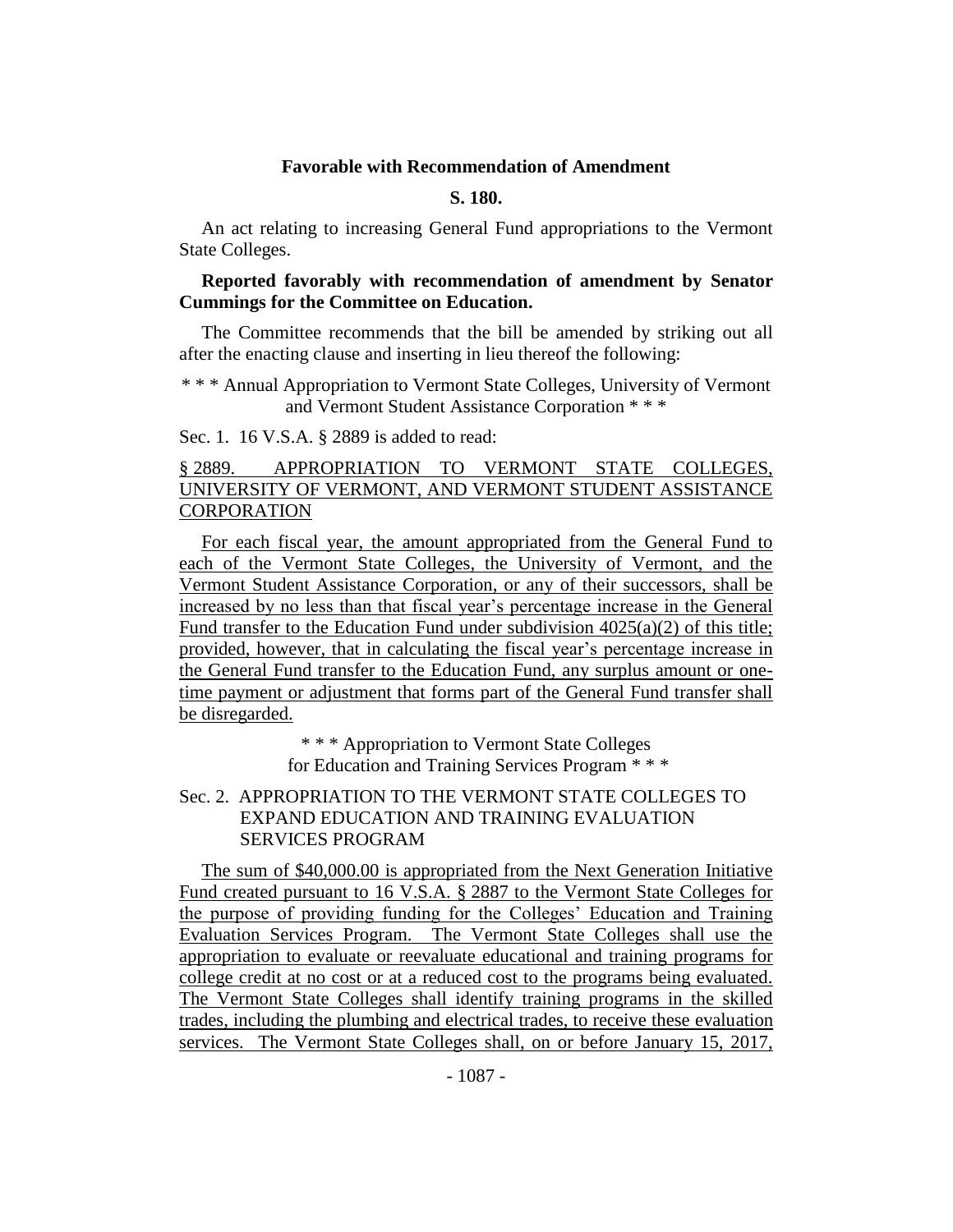**Favorable with Recommendation of Amendment**

**S. 180.**

An act relating to increasing General Fund appropriations to the Vermont State Colleges.

**Reported favorably with recommendation of amendment by Senator Cummings for the Committee on Education.**

The Committee recommends that the bill be amended by striking out all after the enacting clause and inserting in lieu thereof the following:

* * * Annual Appropriation to Vermont State Colleges, University of Vermont and Vermont Student Assistance Corporation * * *

Sec. 1. 16 V.S.A. § 2889 is added to read:

§ 2889. APPROPRIATION TO VERMONT STATE COLLEGES, UNIVERSITY OF VERMONT, AND VERMONT STUDENT ASSISTANCE CORPORATION

For each fiscal year, the amount appropriated from the General Fund to each of the Vermont State Colleges, the University of Vermont, and the Vermont Student Assistance Corporation, or any of their successors, shall be increased by no less than that fiscal year's percentage increase in the General Fund transfer to the Education Fund under subdivision 4025(a)(2) of this title; provided, however, that in calculating the fiscal year's percentage increase in the General Fund transfer to the Education Fund, any surplus amount or one-time payment or adjustment that forms part of the General Fund transfer shall be disregarded.

* * * Appropriation to Vermont State Colleges for Education and Training Services Program * * *

Sec. 2. APPROPRIATION TO THE VERMONT STATE COLLEGES TO EXPAND EDUCATION AND TRAINING EVALUATION SERVICES PROGRAM

The sum of $40,000.00 is appropriated from the Next Generation Initiative Fund created pursuant to 16 V.S.A. § 2887 to the Vermont State Colleges for the purpose of providing funding for the Colleges' Education and Training Evaluation Services Program. The Vermont State Colleges shall use the appropriation to evaluate or reevaluate educational and training programs for college credit at no cost or at a reduced cost to the programs being evaluated. The Vermont State Colleges shall identify training programs in the skilled trades, including the plumbing and electrical trades, to receive these evaluation services. The Vermont State Colleges shall, on or before January 15, 2017,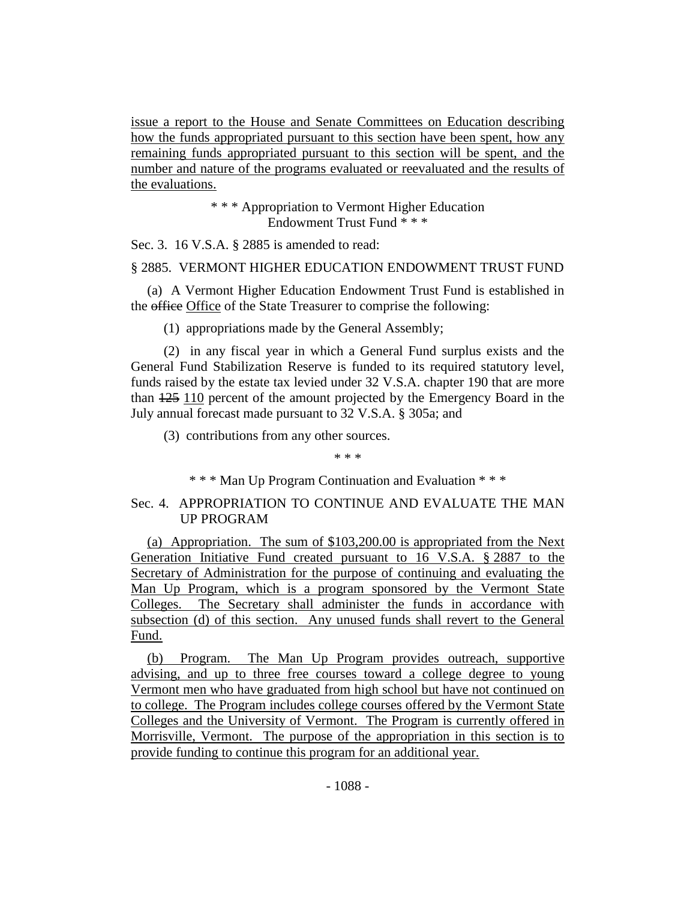issue a report to the House and Senate Committees on Education describing how the funds appropriated pursuant to this section have been spent, how any remaining funds appropriated pursuant to this section will be spent, and the number and nature of the programs evaluated or reevaluated and the results of the evaluations.

\* \* \* Appropriation to Vermont Higher Education Endowment Trust Fund \* \* \*

Sec. 3. 16 V.S.A. § 2885 is amended to read:

§ 2885. VERMONT HIGHER EDUCATION ENDOWMENT TRUST FUND

(a) A Vermont Higher Education Endowment Trust Fund is established in the ~~office~~ Office of the State Treasurer to comprise the following:

(1) appropriations made by the General Assembly;

(2) in any fiscal year in which a General Fund surplus exists and the General Fund Stabilization Reserve is funded to its required statutory level, funds raised by the estate tax levied under 32 V.S.A. chapter 190 that are more than ~~125~~ 110 percent of the amount projected by the Emergency Board in the July annual forecast made pursuant to 32 V.S.A. § 305a; and

(3) contributions from any other sources.

\* \* \*

\* \* \* Man Up Program Continuation and Evaluation \* \* \*

Sec. 4. APPROPRIATION TO CONTINUE AND EVALUATE THE MAN UP PROGRAM

(a) Appropriation. The sum of $103,200.00 is appropriated from the Next Generation Initiative Fund created pursuant to 16 V.S.A. § 2887 to the Secretary of Administration for the purpose of continuing and evaluating the Man Up Program, which is a program sponsored by the Vermont State Colleges. The Secretary shall administer the funds in accordance with subsection (d) of this section. Any unused funds shall revert to the General Fund.

(b) Program. The Man Up Program provides outreach, supportive advising, and up to three free courses toward a college degree to young Vermont men who have graduated from high school but have not continued on to college. The Program includes college courses offered by the Vermont State Colleges and the University of Vermont. The Program is currently offered in Morrisville, Vermont. The purpose of the appropriation in this section is to provide funding to continue this program for an additional year.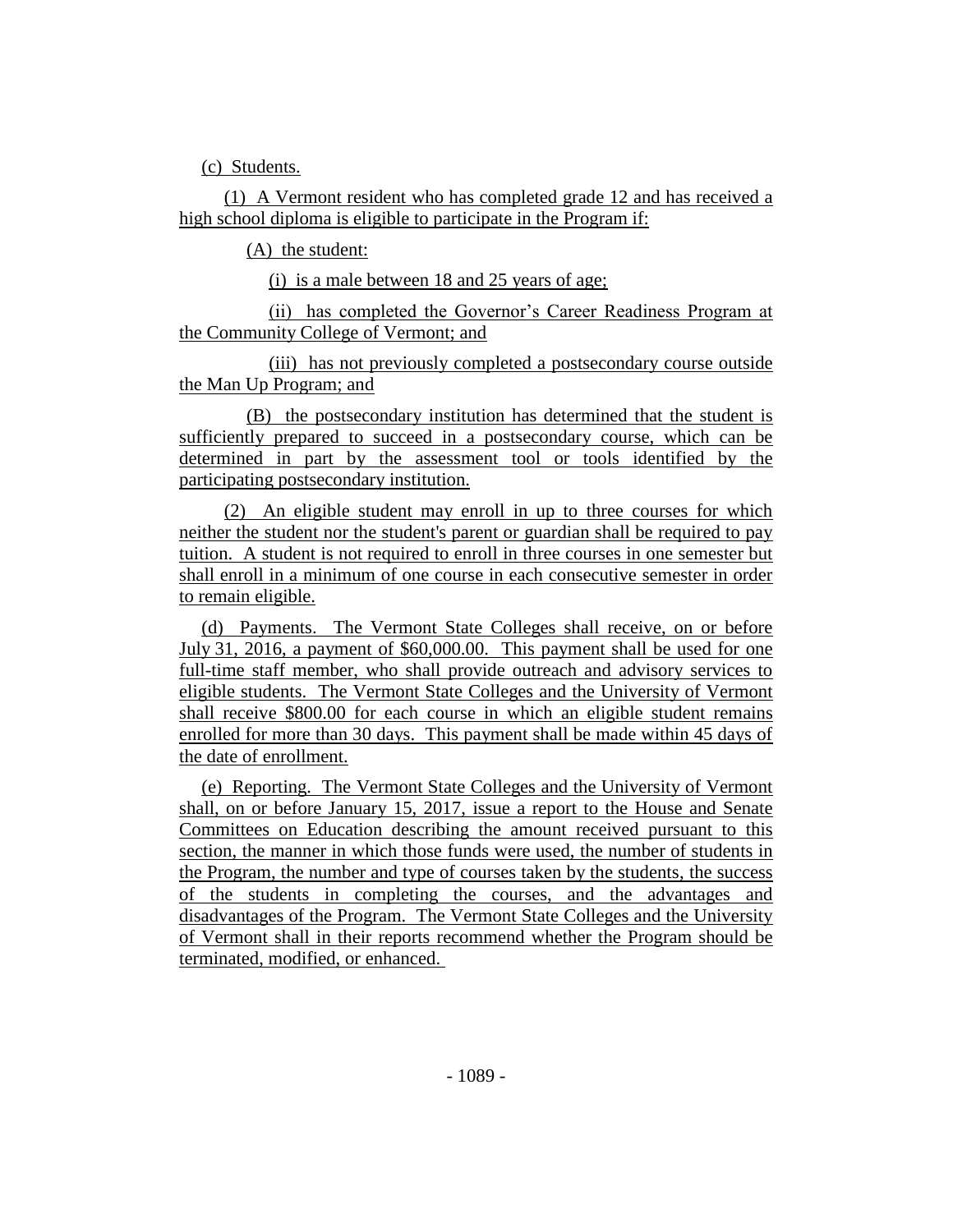(c) Students.

(1) A Vermont resident who has completed grade 12 and has received a high school diploma is eligible to participate in the Program if:

(A) the student:

(i) is a male between 18 and 25 years of age;

(ii) has completed the Governor's Career Readiness Program at the Community College of Vermont; and

(iii) has not previously completed a postsecondary course outside the Man Up Program; and

(B) the postsecondary institution has determined that the student is sufficiently prepared to succeed in a postsecondary course, which can be determined in part by the assessment tool or tools identified by the participating postsecondary institution.

(2) An eligible student may enroll in up to three courses for which neither the student nor the student's parent or guardian shall be required to pay tuition. A student is not required to enroll in three courses in one semester but shall enroll in a minimum of one course in each consecutive semester in order to remain eligible.

(d) Payments. The Vermont State Colleges shall receive, on or before July 31, 2016, a payment of $60,000.00. This payment shall be used for one full-time staff member, who shall provide outreach and advisory services to eligible students. The Vermont State Colleges and the University of Vermont shall receive $800.00 for each course in which an eligible student remains enrolled for more than 30 days. This payment shall be made within 45 days of the date of enrollment.

(e) Reporting. The Vermont State Colleges and the University of Vermont shall, on or before January 15, 2017, issue a report to the House and Senate Committees on Education describing the amount received pursuant to this section, the manner in which those funds were used, the number of students in the Program, the number and type of courses taken by the students, the success of the students in completing the courses, and the advantages and disadvantages of the Program. The Vermont State Colleges and the University of Vermont shall in their reports recommend whether the Program should be terminated, modified, or enhanced.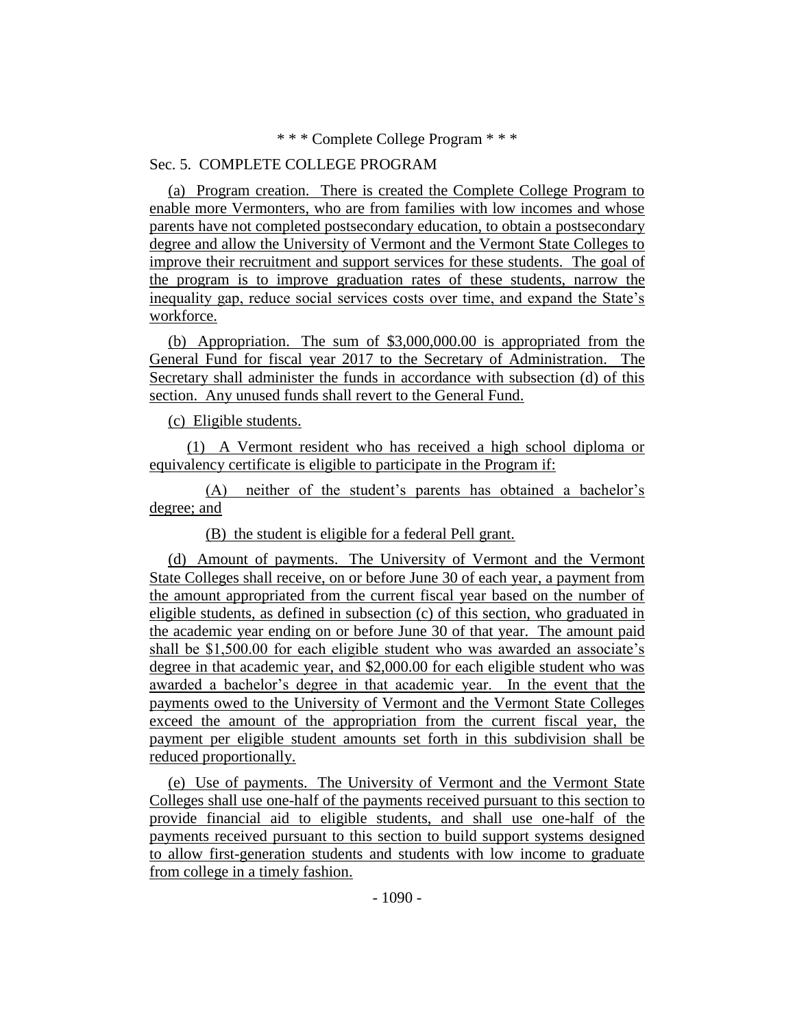\* \* \* Complete College Program \* \* \*

Sec. 5. COMPLETE COLLEGE PROGRAM

(a) Program creation. There is created the Complete College Program to enable more Vermonters, who are from families with low incomes and whose parents have not completed postsecondary education, to obtain a postsecondary degree and allow the University of Vermont and the Vermont State Colleges to improve their recruitment and support services for these students. The goal of the program is to improve graduation rates of these students, narrow the inequality gap, reduce social services costs over time, and expand the State's workforce.

(b) Appropriation. The sum of $3,000,000.00 is appropriated from the General Fund for fiscal year 2017 to the Secretary of Administration. The Secretary shall administer the funds in accordance with subsection (d) of this section. Any unused funds shall revert to the General Fund.

(c) Eligible students.

(1) A Vermont resident who has received a high school diploma or equivalency certificate is eligible to participate in the Program if:

(A) neither of the student's parents has obtained a bachelor's degree; and

(B) the student is eligible for a federal Pell grant.

(d) Amount of payments. The University of Vermont and the Vermont State Colleges shall receive, on or before June 30 of each year, a payment from the amount appropriated from the current fiscal year based on the number of eligible students, as defined in subsection (c) of this section, who graduated in the academic year ending on or before June 30 of that year. The amount paid shall be $1,500.00 for each eligible student who was awarded an associate's degree in that academic year, and $2,000.00 for each eligible student who was awarded a bachelor's degree in that academic year. In the event that the payments owed to the University of Vermont and the Vermont State Colleges exceed the amount of the appropriation from the current fiscal year, the payment per eligible student amounts set forth in this subdivision shall be reduced proportionally.

(e) Use of payments. The University of Vermont and the Vermont State Colleges shall use one-half of the payments received pursuant to this section to provide financial aid to eligible students, and shall use one-half of the payments received pursuant to this section to build support systems designed to allow first-generation students and students with low income to graduate from college in a timely fashion.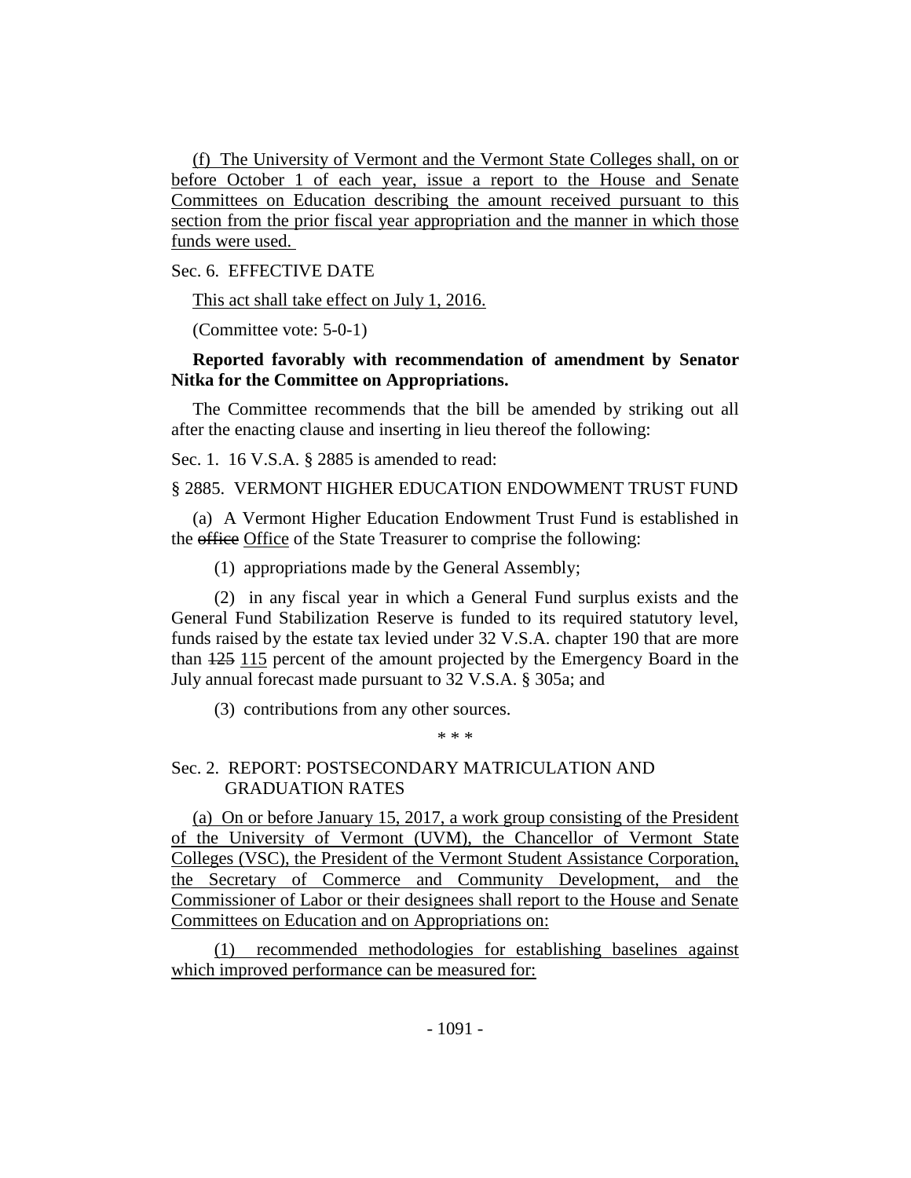(f) The University of Vermont and the Vermont State Colleges shall, on or before October 1 of each year, issue a report to the House and Senate Committees on Education describing the amount received pursuant to this section from the prior fiscal year appropriation and the manner in which those funds were used.

Sec. 6. EFFECTIVE DATE

This act shall take effect on July 1, 2016.

(Committee vote: 5-0-1)

**Reported favorably with recommendation of amendment by Senator Nitka for the Committee on Appropriations.**

The Committee recommends that the bill be amended by striking out all after the enacting clause and inserting in lieu thereof the following:

Sec. 1. 16 V.S.A. § 2885 is amended to read:

§ 2885. VERMONT HIGHER EDUCATION ENDOWMENT TRUST FUND

(a) A Vermont Higher Education Endowment Trust Fund is established in the ~~office~~ Office of the State Treasurer to comprise the following:

(1) appropriations made by the General Assembly;

(2) in any fiscal year in which a General Fund surplus exists and the General Fund Stabilization Reserve is funded to its required statutory level, funds raised by the estate tax levied under 32 V.S.A. chapter 190 that are more than ~~125~~ 115 percent of the amount projected by the Emergency Board in the July annual forecast made pursuant to 32 V.S.A. § 305a; and

(3) contributions from any other sources.

\* \* \*

Sec. 2. REPORT: POSTSECONDARY MATRICULATION AND GRADUATION RATES

(a) On or before January 15, 2017, a work group consisting of the President of the University of Vermont (UVM), the Chancellor of Vermont State Colleges (VSC), the President of the Vermont Student Assistance Corporation, the Secretary of Commerce and Community Development, and the Commissioner of Labor or their designees shall report to the House and Senate Committees on Education and on Appropriations on:

(1) recommended methodologies for establishing baselines against which improved performance can be measured for: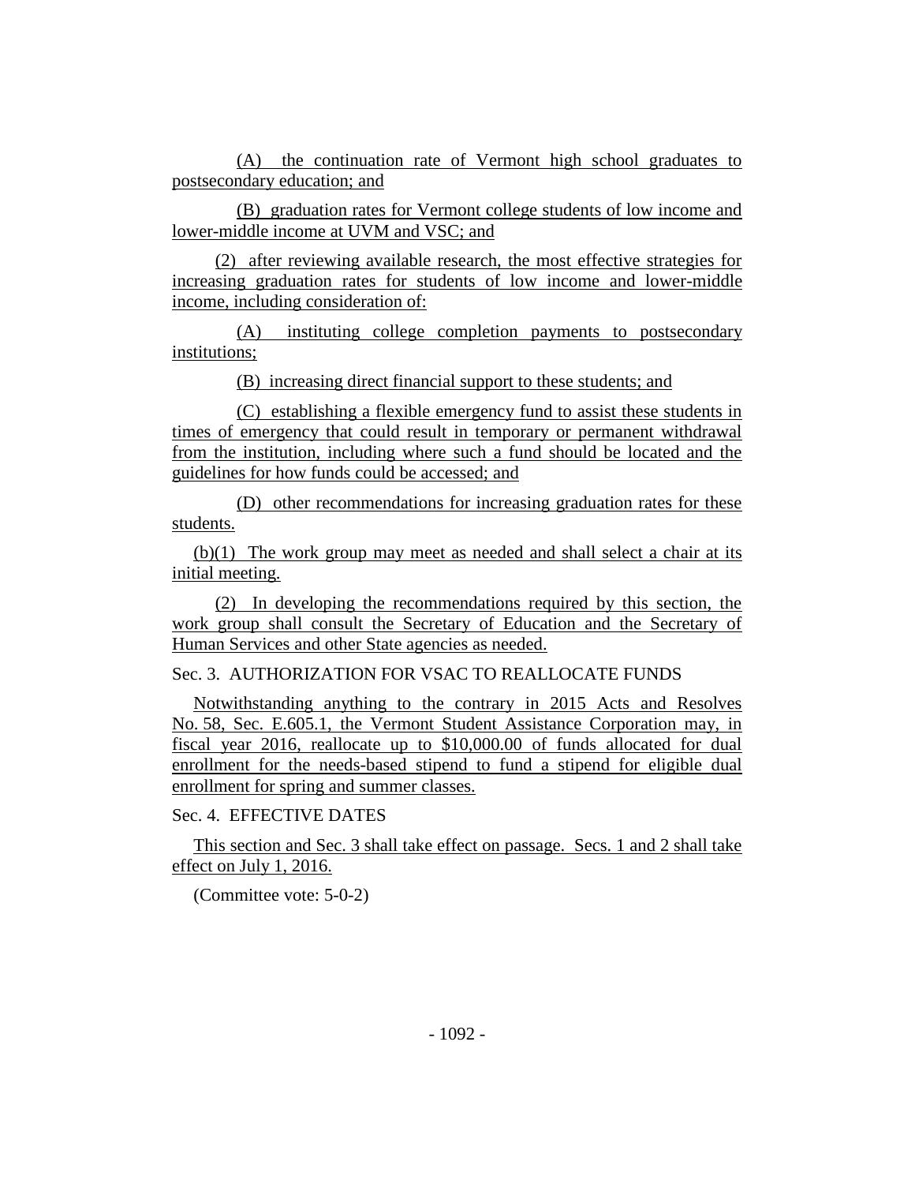(A) the continuation rate of Vermont high school graduates to postsecondary education; and

(B) graduation rates for Vermont college students of low income and lower-middle income at UVM and VSC; and

(2) after reviewing available research, the most effective strategies for increasing graduation rates for students of low income and lower-middle income, including consideration of:

(A) instituting college completion payments to postsecondary institutions;

(B) increasing direct financial support to these students; and

(C) establishing a flexible emergency fund to assist these students in times of emergency that could result in temporary or permanent withdrawal from the institution, including where such a fund should be located and the guidelines for how funds could be accessed; and

(D) other recommendations for increasing graduation rates for these students.

(b)(1) The work group may meet as needed and shall select a chair at its initial meeting.

(2) In developing the recommendations required by this section, the work group shall consult the Secretary of Education and the Secretary of Human Services and other State agencies as needed.

Sec. 3. AUTHORIZATION FOR VSAC TO REALLOCATE FUNDS

Notwithstanding anything to the contrary in 2015 Acts and Resolves No. 58, Sec. E.605.1, the Vermont Student Assistance Corporation may, in fiscal year 2016, reallocate up to $10,000.00 of funds allocated for dual enrollment for the needs-based stipend to fund a stipend for eligible dual enrollment for spring and summer classes.

Sec. 4. EFFECTIVE DATES

This section and Sec. 3 shall take effect on passage. Secs. 1 and 2 shall take effect on July 1, 2016.

(Committee vote: 5-0-2)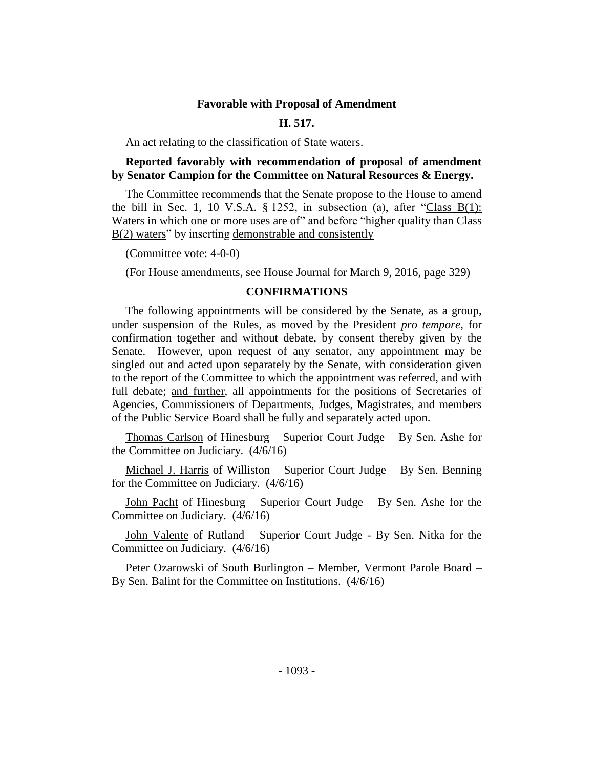**Favorable with Proposal of Amendment**

**H. 517.**

An act relating to the classification of State waters.

**Reported favorably with recommendation of proposal of amendment by Senator Campion for the Committee on Natural Resources & Energy.**

The Committee recommends that the Senate propose to the House to amend the bill in Sec. 1, 10 V.S.A. § 1252, in subsection (a), after "Class B(1): Waters in which one or more uses are of" and before "higher quality than Class B(2) waters" by inserting demonstrable and consistently

(Committee vote: 4-0-0)

(For House amendments, see House Journal for March 9, 2016, page 329)

**CONFIRMATIONS**

The following appointments will be considered by the Senate, as a group, under suspension of the Rules, as moved by the President *pro tempore,* for confirmation together and without debate, by consent thereby given by the Senate. However, upon request of any senator, any appointment may be singled out and acted upon separately by the Senate, with consideration given to the report of the Committee to which the appointment was referred, and with full debate; and further, all appointments for the positions of Secretaries of Agencies, Commissioners of Departments, Judges, Magistrates, and members of the Public Service Board shall be fully and separately acted upon.

Thomas Carlson of Hinesburg – Superior Court Judge – By Sen. Ashe for the Committee on Judiciary. (4/6/16)

Michael J. Harris of Williston – Superior Court Judge – By Sen. Benning for the Committee on Judiciary. (4/6/16)

John Pacht of Hinesburg – Superior Court Judge – By Sen. Ashe for the Committee on Judiciary. (4/6/16)

John Valente of Rutland – Superior Court Judge - By Sen. Nitka for the Committee on Judiciary. (4/6/16)

Peter Ozarowski of South Burlington – Member, Vermont Parole Board – By Sen. Balint for the Committee on Institutions. (4/6/16)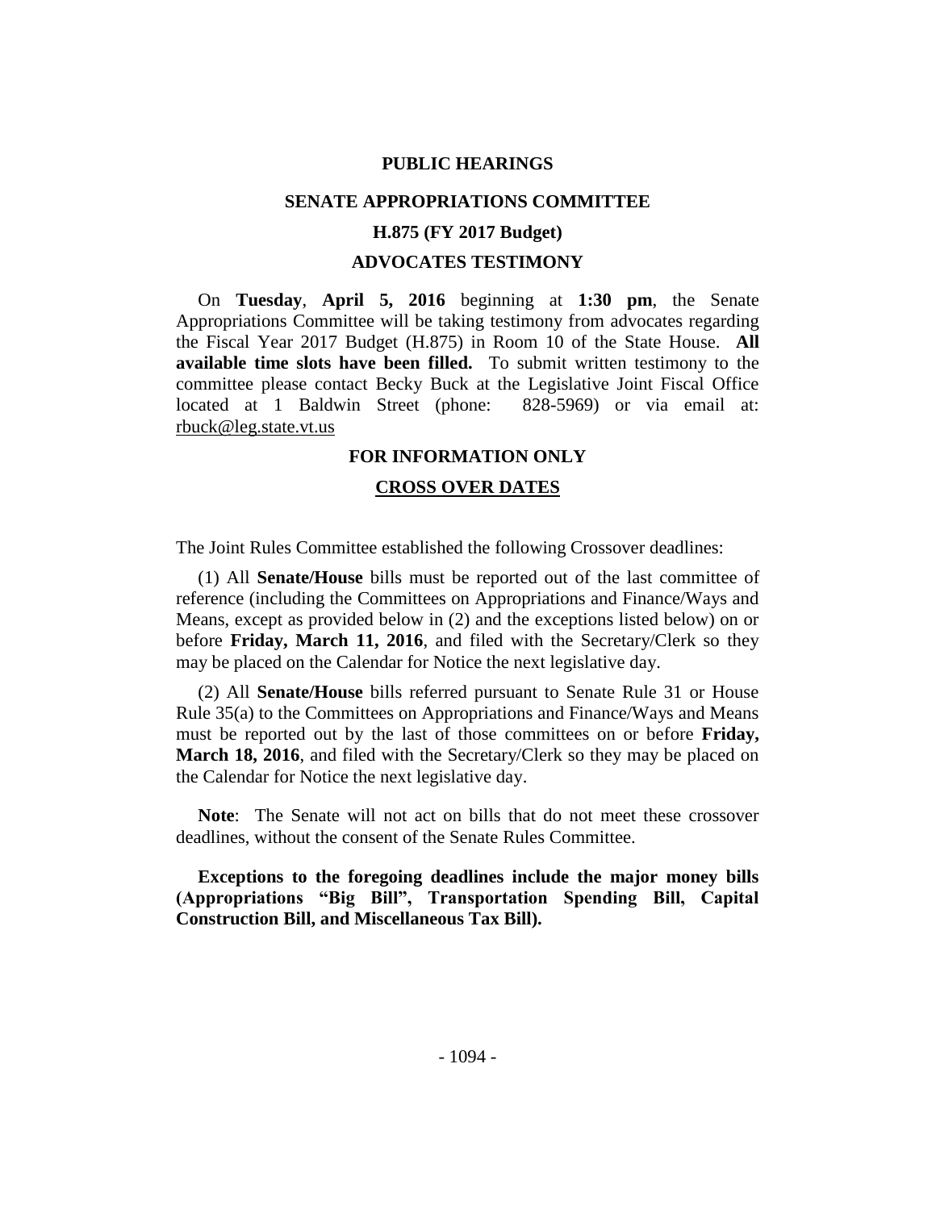## PUBLIC HEARINGS

## SENATE APPROPRIATIONS COMMITTEE

### H.875 (FY 2017 Budget)

### ADVOCATES TESTIMONY

On **Tuesday**, **April 5, 2016** beginning at **1:30 pm**, the Senate Appropriations Committee will be taking testimony from advocates regarding the Fiscal Year 2017 Budget (H.875) in Room 10 of the State House. **All available time slots have been filled.** To submit written testimony to the committee please contact Becky Buck at the Legislative Joint Fiscal Office located at 1 Baldwin Street (phone: 828-5969) or via email at: rbuck@leg.state.vt.us

## FOR INFORMATION ONLY

### CROSS OVER DATES

The Joint Rules Committee established the following Crossover deadlines:

(1) All **Senate/House** bills must be reported out of the last committee of reference (including the Committees on Appropriations and Finance/Ways and Means, except as provided below in (2) and the exceptions listed below) on or before **Friday, March 11, 2016**, and filed with the Secretary/Clerk so they may be placed on the Calendar for Notice the next legislative day.

(2) All **Senate/House** bills referred pursuant to Senate Rule 31 or House Rule 35(a) to the Committees on Appropriations and Finance/Ways and Means must be reported out by the last of those committees on or before **Friday, March 18, 2016**, and filed with the Secretary/Clerk so they may be placed on the Calendar for Notice the next legislative day.

**Note**: The Senate will not act on bills that do not meet these crossover deadlines, without the consent of the Senate Rules Committee.

**Exceptions to the foregoing deadlines include the major money bills (Appropriations "Big Bill", Transportation Spending Bill, Capital Construction Bill, and Miscellaneous Tax Bill).**